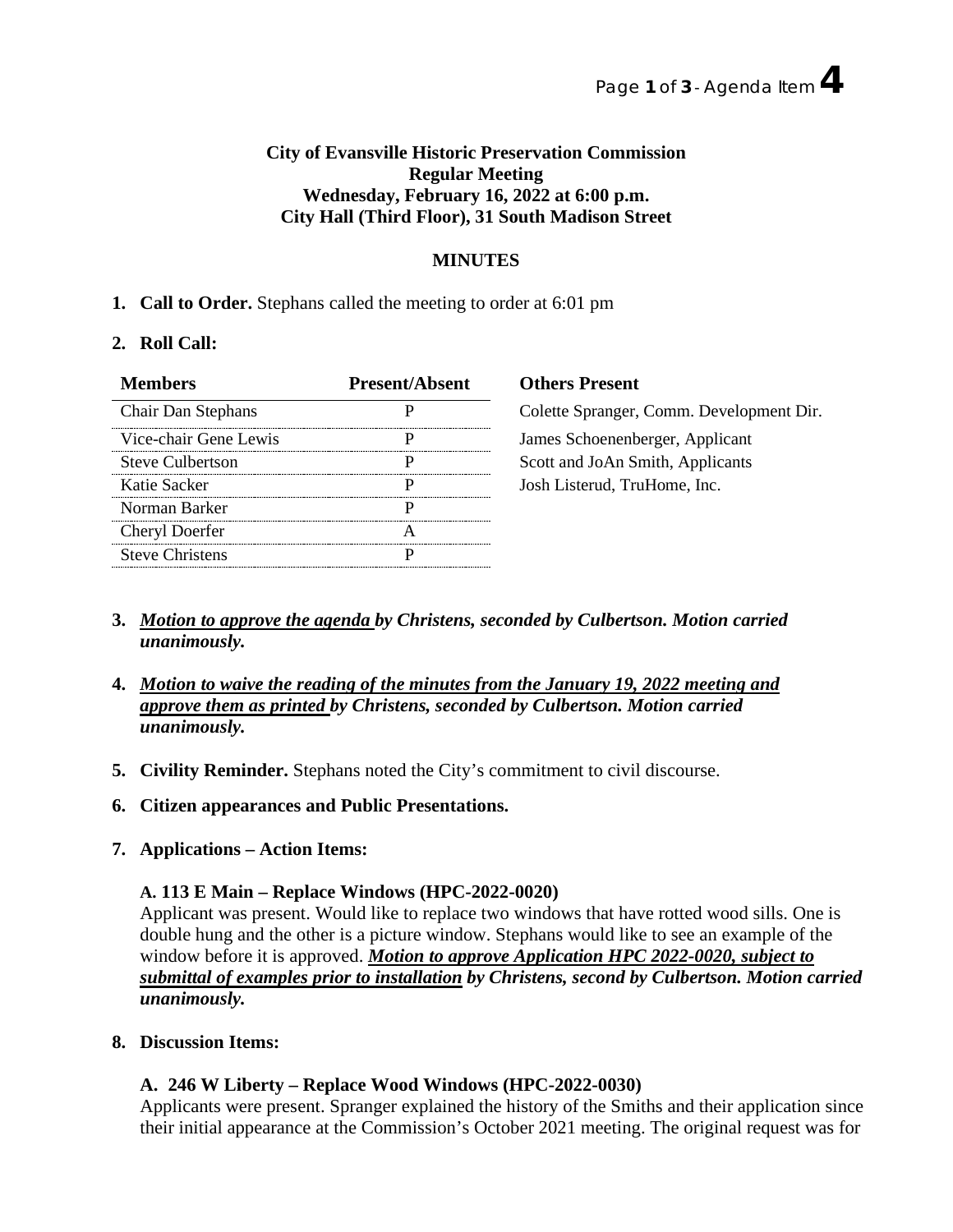**City of Evansville Historic Preservation Commission**
**Regular Meeting**
**Wednesday, February 16, 2022 at 6:00 p.m.**
**City Hall (Third Floor), 31 South Madison Street**

**MINUTES**

1. **Call to Order.** Stephans called the meeting to order at 6:01 pm

2. **Roll Call:**

| Members | Present/Absent |
|---|---|
| Chair Dan Stephans | P |
| Vice-chair Gene Lewis | P |
| Steve Culbertson | P |
| Katie Sacker | P |
| Norman Barker | P |
| Cheryl Doerfer | A |
| Steve Christens | P |

**Others Present**

Colette Spranger, Comm. Development Dir.
James Schoenenberger, Applicant
Scott and JoAn Smith, Applicants
Josh Listerud, TruHome, Inc.

3. ***Motion to approve the agenda** by Christens, seconded by Culbertson. Motion carried unanimously.*

4. ***Motion to waive the reading of the minutes from the January 19, 2022 meeting and approve them as printed** by Christens, seconded by Culbertson. Motion carried unanimously.*

5. **Civility Reminder.** Stephans noted the City's commitment to civil discourse.

6. **Citizen appearances and Public Presentations.**

7. **Applications – Action Items:**

   **A. 113 E Main – Replace Windows (HPC-2022-0020)**
   Applicant was present. Would like to replace two windows that have rotted wood sills. One is double hung and the other is a picture window. Stephans would like to see an example of the window before it is approved. ***Motion to approve Application HPC 2022-0020, subject to submittal of examples prior to installation** by Christens, second by Culbertson. Motion carried unanimously.*

8. **Discussion Items:**

   **A. 246 W Liberty – Replace Wood Windows (HPC-2022-0030)**
   Applicants were present. Spranger explained the history of the Smiths and their application since their initial appearance at the Commission's October 2021 meeting. The original request was for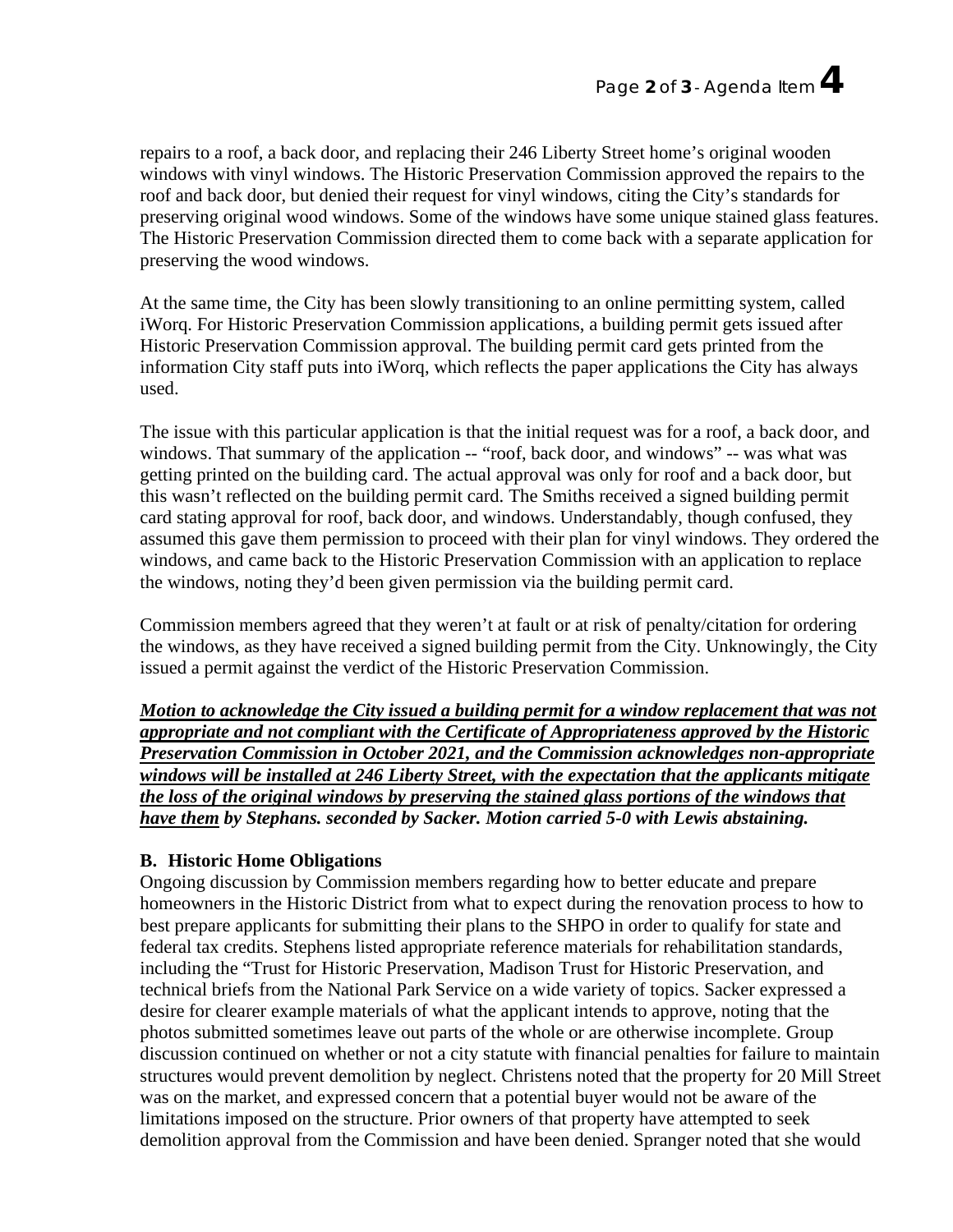repairs to a roof, a back door, and replacing their 246 Liberty Street home's original wooden windows with vinyl windows. The Historic Preservation Commission approved the repairs to the roof and back door, but denied their request for vinyl windows, citing the City's standards for preserving original wood windows. Some of the windows have some unique stained glass features. The Historic Preservation Commission directed them to come back with a separate application for preserving the wood windows.

At the same time, the City has been slowly transitioning to an online permitting system, called iWorq. For Historic Preservation Commission applications, a building permit gets issued after Historic Preservation Commission approval. The building permit card gets printed from the information City staff puts into iWorq, which reflects the paper applications the City has always used.

The issue with this particular application is that the initial request was for a roof, a back door, and windows. That summary of the application -- "roof, back door, and windows" -- was what was getting printed on the building card. The actual approval was only for roof and a back door, but this wasn't reflected on the building permit card. The Smiths received a signed building permit card stating approval for roof, back door, and windows. Understandably, though confused, they assumed this gave them permission to proceed with their plan for vinyl windows. They ordered the windows, and came back to the Historic Preservation Commission with an application to replace the windows, noting they'd been given permission via the building permit card.

Commission members agreed that they weren't at fault or at risk of penalty/citation for ordering the windows, as they have received a signed building permit from the City. Unknowingly, the City issued a permit against the verdict of the Historic Preservation Commission.

***Motion to acknowledge the City issued a building permit for a window replacement that was not appropriate and not compliant with the Certificate of Appropriateness approved by the Historic Preservation Commission in October 2021, and the Commission acknowledges non-appropriate windows will be installed at 246 Liberty Street, with the expectation that the applicants mitigate the loss of the original windows by preserving the stained glass portions of the windows that have them by Stephans. seconded by Sacker. Motion carried 5-0 with Lewis abstaining.***

**B. Historic Home Obligations**

Ongoing discussion by Commission members regarding how to better educate and prepare homeowners in the Historic District from what to expect during the renovation process to how to best prepare applicants for submitting their plans to the SHPO in order to qualify for state and federal tax credits. Stephens listed appropriate reference materials for rehabilitation standards, including the "Trust for Historic Preservation, Madison Trust for Historic Preservation, and technical briefs from the National Park Service on a wide variety of topics. Sacker expressed a desire for clearer example materials of what the applicant intends to approve, noting that the photos submitted sometimes leave out parts of the whole or are otherwise incomplete. Group discussion continued on whether or not a city statute with financial penalties for failure to maintain structures would prevent demolition by neglect. Christens noted that the property for 20 Mill Street was on the market, and expressed concern that a potential buyer would not be aware of the limitations imposed on the structure. Prior owners of that property have attempted to seek demolition approval from the Commission and have been denied. Spranger noted that she would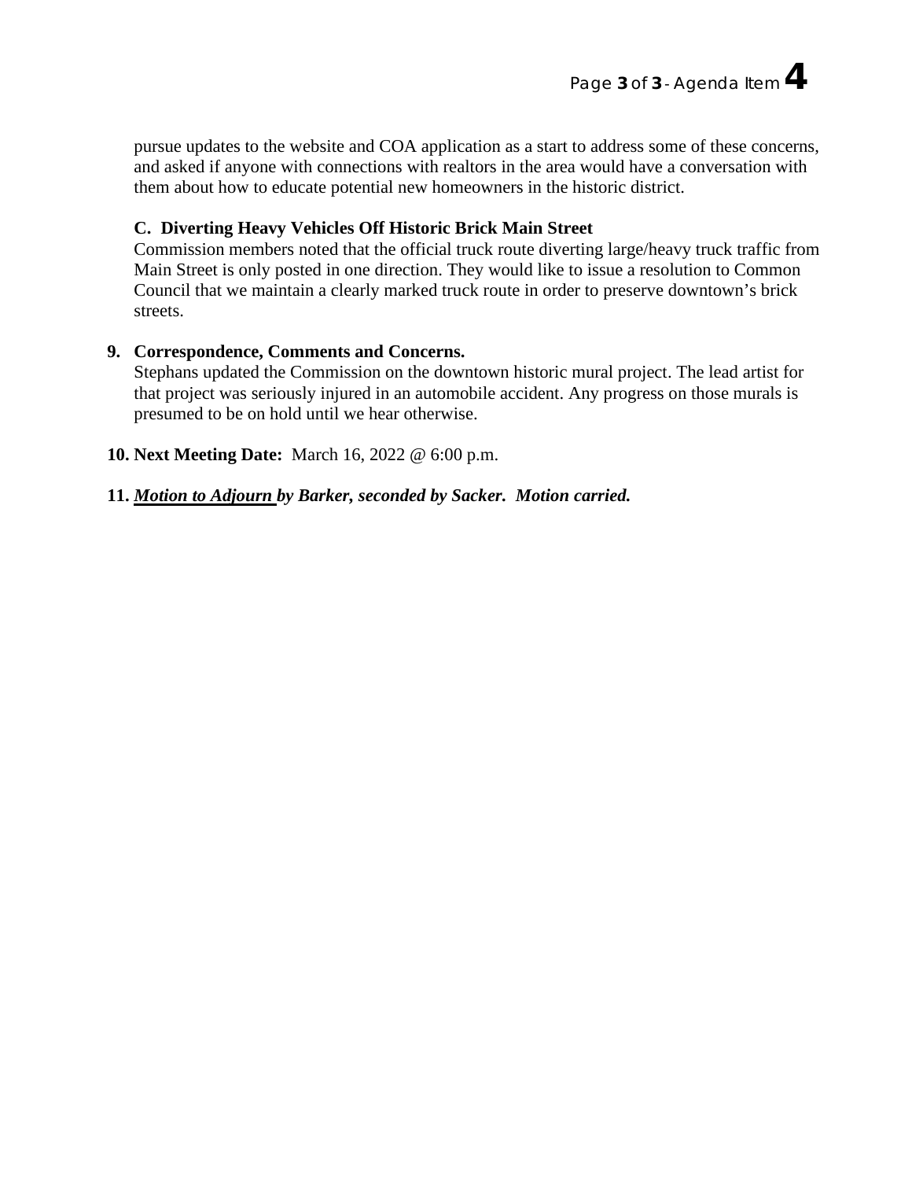pursue updates to the website and COA application as a start to address some of these concerns, and asked if anyone with connections with realtors in the area would have a conversation with them about how to educate potential new homeowners in the historic district.

**C. Diverting Heavy Vehicles Off Historic Brick Main Street**

Commission members noted that the official truck route diverting large/heavy truck traffic from Main Street is only posted in one direction. They would like to issue a resolution to Common Council that we maintain a clearly marked truck route in order to preserve downtown's brick streets.

**9. Correspondence, Comments and Concerns.**

Stephans updated the Commission on the downtown historic mural project. The lead artist for that project was seriously injured in an automobile accident. Any progress on those murals is presumed to be on hold until we hear otherwise.

**10. Next Meeting Date:** March 16, 2022 @ 6:00 p.m.

**11.** ***Motion to Adjourn by Barker, seconded by Sacker. Motion carried.***